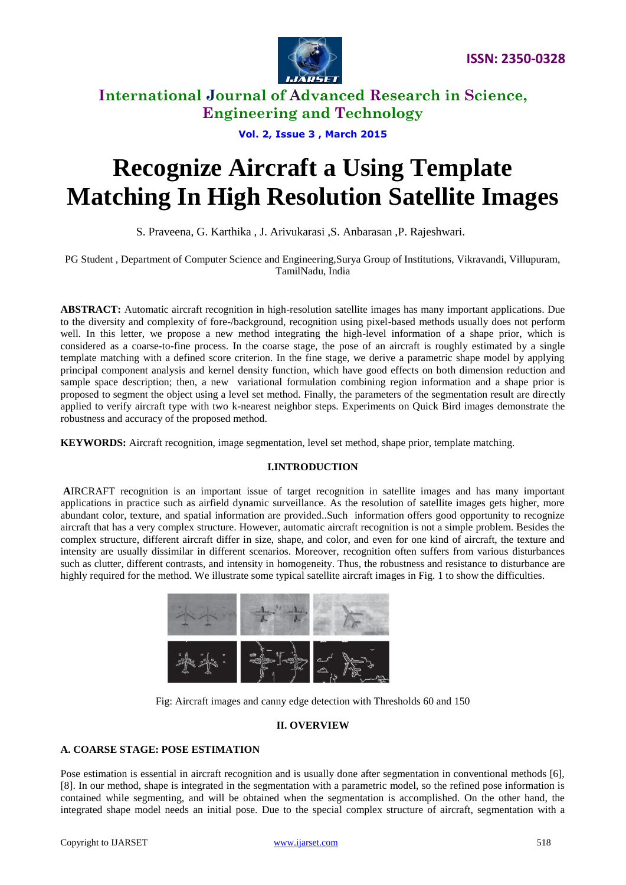# Recognize Aircraft a Using Template Matching In High Resolution Satellite Images

S. Praveena, G. Karthika , J. Arivukarasi ,S. Anbarasan ,P. Rajeshwari.

PG Student , Department of Computer Science and Engineering,Surya Group of Institutions, Vikravandi, Villupuram, TamilNadu, India

**ABSTRACT:** Automatic aircraft recognition in high-resolution satellite images has many important applications. Due to the diversity and complexity of fore-/background, recognition using pixel-based methods usually does not perform well. In this letter, we propose a new method integrating the high-level information of a shape prior, which is considered as a coarse-to-fine process. In the coarse stage, the pose of an aircraft is roughly estimated by a single template matching with a defined score criterion. In the fine stage, we derive a parametric shape model by applying principal component analysis and kernel density function, which have good effects on both dimension reduction and sample space description; then, a new variational formulation combining region information and a shape prior is proposed to segment the object using a level set method. Finally, the parameters of the segmentation result are directly applied to verify aircraft type with two k-nearest neighbor steps. Experiments on Quick Bird images demonstrate the robustness and accuracy of the proposed method.

**KEYWORDS:** Aircraft recognition, image segmentation, level set method, shape prior, template matching.

## I.INTRODUCTION

**A**IRCRAFT recognition is an important issue of target recognition in satellite images and has many important applications in practice such as airfield dynamic surveillance. As the resolution of satellite images gets higher, more abundant color, texture, and spatial information are provided..Such information offers good opportunity to recognize aircraft that has a very complex structure. However, automatic aircraft recognition is not a simple problem. Besides the complex structure, different aircraft differ in size, shape, and color, and even for one kind of aircraft, the texture and intensity are usually dissimilar in different scenarios. Moreover, recognition often suffers from various disturbances such as clutter, different contrasts, and intensity in homogeneity. Thus, the robustness and resistance to disturbance are highly required for the method. We illustrate some typical satellite aircraft images in Fig. 1 to show the difficulties.

Fig: Aircraft images and canny edge detection with Thresholds 60 and 150

## II. OVERVIEW

### A. COARSE STAGE: POSE ESTIMATION

Pose estimation is essential in aircraft recognition and is usually done after segmentation in conventional methods [6], [8]. In our method, shape is integrated in the segmentation with a parametric model, so the refined pose information is contained while segmenting, and will be obtained when the segmentation is accomplished. On the other hand, the integrated shape model needs an initial pose. Due to the special complex structure of aircraft, segmentation with a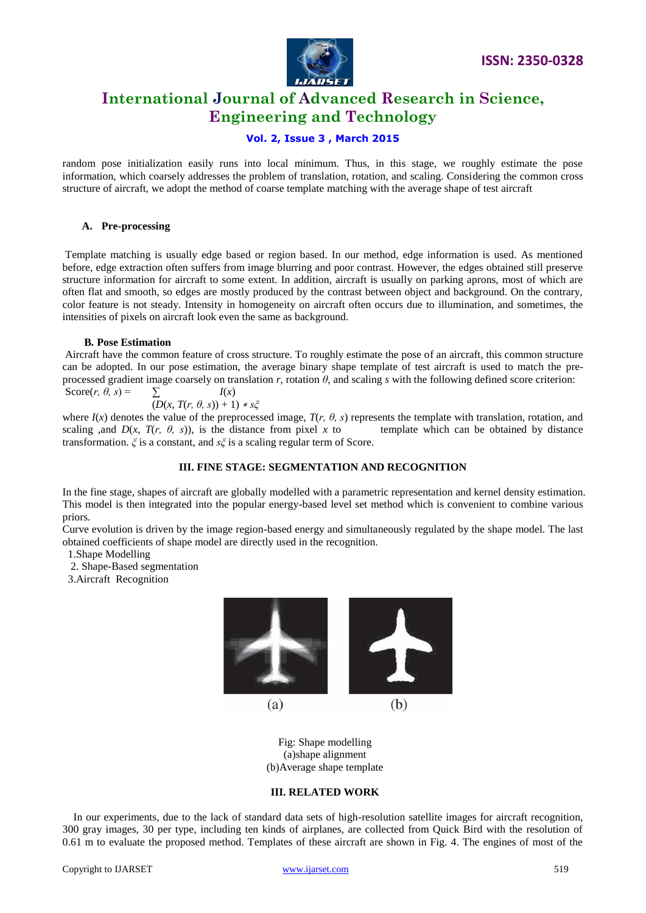random pose initialization easily runs into local minimum. Thus, in this stage, we roughly estimate the pose information, which coarsely addresses the problem of translation, rotation, and scaling. Considering the common cross structure of aircraft, we adopt the method of coarse template matching with the average shape of test aircraft

### A. Pre-processing

Template matching is usually edge based or region based. In our method, edge information is used. As mentioned before, edge extraction often suffers from image blurring and poor contrast. However, the edges obtained still preserve structure information for aircraft to some extent. In addition, aircraft is usually on parking aprons, most of which are often flat and smooth, so edges are mostly produced by the contrast between object and background. On the contrary, color feature is not steady. Intensity in homogeneity on aircraft often occurs due to illumination, and sometimes, the intensities of pixels on aircraft look even the same as background.

### B. Pose Estimation

Aircraft have the common feature of cross structure. To roughly estimate the pose of an aircraft, this common structure can be adopted. In our pose estimation, the average binary shape template of test aircraft is used to match the pre-processed gradient image coarsely on translation $r$, rotation $\theta$, and scaling $s$ with the following defined score criterion:

$$\text{Score}(r, \theta, s) = \sum \frac{I(x)}{(D(x, T(r, \theta, s)) + 1) * s\xi}$$

where $I(x)$ denotes the value of the preprocessed image, $T(r, \theta, s)$ represents the template with translation, rotation, and scaling ,and $D(x, T(r, \theta, s))$, is the distance from pixel $x$ to template which can be obtained by distance transformation. $\xi$ is a constant, and $s\xi$ is a scaling regular term of Score.

## III. FINE STAGE: SEGMENTATION AND RECOGNITION

In the fine stage, shapes of aircraft are globally modelled with a parametric representation and kernel density estimation. This model is then integrated into the popular energy-based level set method which is convenient to combine various priors.

Curve evolution is driven by the image region-based energy and simultaneously regulated by the shape model. The last obtained coefficients of shape model are directly used in the recognition.

1. Shape Modelling
2. Shape-Based segmentation
3. Aircraft Recognition

(a) (b)

Fig: Shape modelling
(a)shape alignment
(b)Average shape template

## III. RELATED WORK

In our experiments, due to the lack of standard data sets of high-resolution satellite images for aircraft recognition, 300 gray images, 30 per type, including ten kinds of airplanes, are collected from Quick Bird with the resolution of 0.61 m to evaluate the proposed method. Templates of these aircraft are shown in Fig. 4. The engines of most of the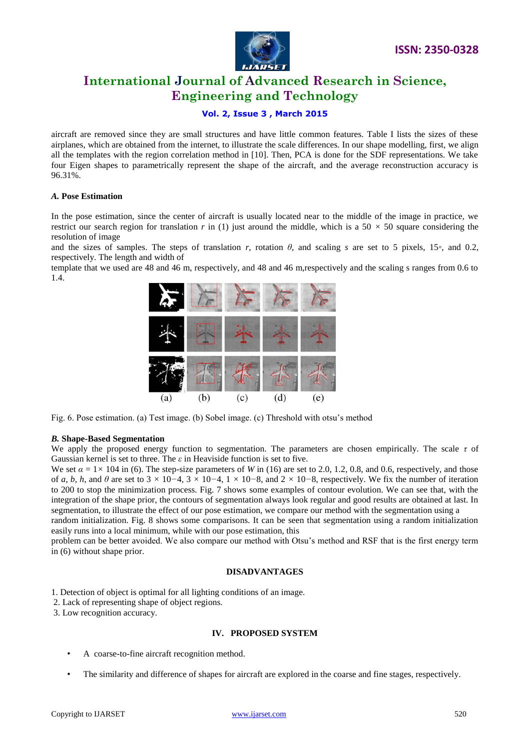aircraft are removed since they are small structures and have little common features. Table I lists the sizes of these airplanes, which are obtained from the internet, to illustrate the scale differences. In our shape modelling, first, we align all the templates with the region correlation method in [10]. Then, PCA is done for the SDF representations. We take four Eigen shapes to parametrically represent the shape of the aircraft, and the average reconstruction accuracy is 96.31%.

### *A.* Pose Estimation

In the pose estimation, since the center of aircraft is usually located near to the middle of the image in practice, we restrict our search region for translation $r$ in (1) just around the middle, which is a $50 \times 50$ square considering the resolution of image

and the sizes of samples. The steps of translation $r$, rotation $\theta$, and scaling $s$ are set to 5 pixels, 15◦, and 0.2, respectively. The length and width of

template that we used are 48 and 46 m, respectively, and 48 and 46 m,respectively and the scaling s ranges from 0.6 to 1.4.

Fig. 6. Pose estimation. (a) Test image. (b) Sobel image. (c) Threshold with otsu's method

### *B.* Shape-Based Segmentation

We apply the proposed energy function to segmentation. The parameters are chosen empirically. The scale $\tau$ of Gaussian kernel is set to three. The $\varepsilon$ in Heaviside function is set to five.

We set $\alpha = 1\times 104$ in (6). The step-size parameters of $W$ in (16) are set to 2.0, 1.2, 0.8, and 0.6, respectively, and those of $a$, $b$, $h$, and $\theta$ are set to $3 \times 10-4$, $3 \times 10-4$, $1 \times 10-8$, and $2 \times 10-8$, respectively. We fix the number of iteration to 200 to stop the minimization process. Fig. 7 shows some examples of contour evolution. We can see that, with the integration of the shape prior, the contours of segmentation always look regular and good results are obtained at last. In segmentation, to illustrate the effect of our pose estimation, we compare our method with the segmentation using a random initialization. Fig. 8 shows some comparisons. It can be seen that segmentation using a random initialization easily runs into a local minimum, while with our pose estimation, this

problem can be better avoided. We also compare our method with Otsu's method and RSF that is the first energy term in (6) without shape prior.

## DISADVANTAGES

1. Detection of object is optimal for all lighting conditions of an image.
2. Lack of representing shape of object regions.
3. Low recognition accuracy.

## IV. PROPOSED SYSTEM

- A coarse-to-fine aircraft recognition method.
- The similarity and difference of shapes for aircraft are explored in the coarse and fine stages, respectively.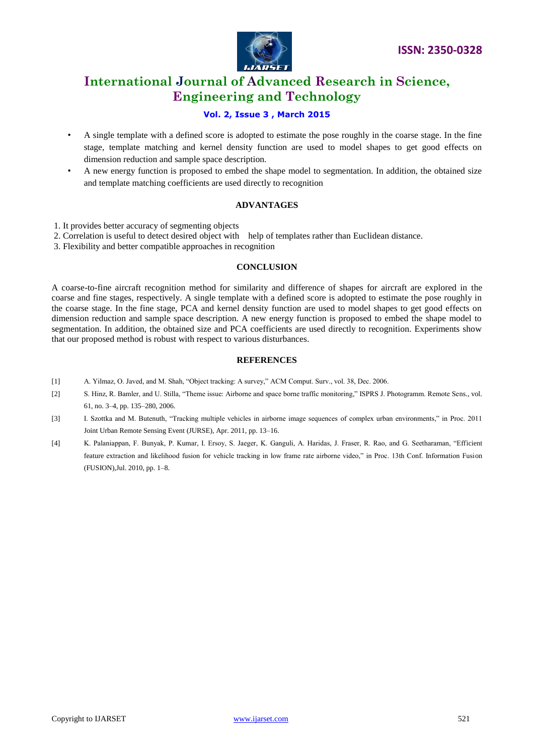- A single template with a defined score is adopted to estimate the pose roughly in the coarse stage. In the fine stage, template matching and kernel density function are used to model shapes to get good effects on dimension reduction and sample space description.
- A new energy function is proposed to embed the shape model to segmentation. In addition, the obtained size and template matching coefficients are used directly to recognition

## ADVANTAGES

1. It provides better accuracy of segmenting objects
2. Correlation is useful to detect desired object with help of templates rather than Euclidean distance.
3. Flexibility and better compatible approaches in recognition

## CONCLUSION

A coarse-to-fine aircraft recognition method for similarity and difference of shapes for aircraft are explored in the coarse and fine stages, respectively. A single template with a defined score is adopted to estimate the pose roughly in the coarse stage. In the fine stage, PCA and kernel density function are used to model shapes to get good effects on dimension reduction and sample space description. A new energy function is proposed to embed the shape model to segmentation. In addition, the obtained size and PCA coefficients are used directly to recognition. Experiments show that our proposed method is robust with respect to various disturbances.

## REFERENCES

[1] A. Yilmaz, O. Javed, and M. Shah, "Object tracking: A survey," ACM Comput. Surv., vol. 38, Dec. 2006.

[2] S. Hinz, R. Bamler, and U. Stilla, "Theme issue: Airborne and space borne traffic monitoring," ISPRS J. Photogramm. Remote Sens., vol. 61, no. 3–4, pp. 135–280, 2006.

[3] I. Szottka and M. Butenuth, "Tracking multiple vehicles in airborne image sequences of complex urban environments," in Proc. 2011 Joint Urban Remote Sensing Event (JURSE), Apr. 2011, pp. 13–16.

[4] K. Palaniappan, F. Bunyak, P. Kumar, I. Ersoy, S. Jaeger, K. Ganguli, A. Haridas, J. Fraser, R. Rao, and G. Seetharaman, "Efficient feature extraction and likelihood fusion for vehicle tracking in low frame rate airborne video," in Proc. 13th Conf. Information Fusion (FUSION),Jul. 2010, pp. 1–8.